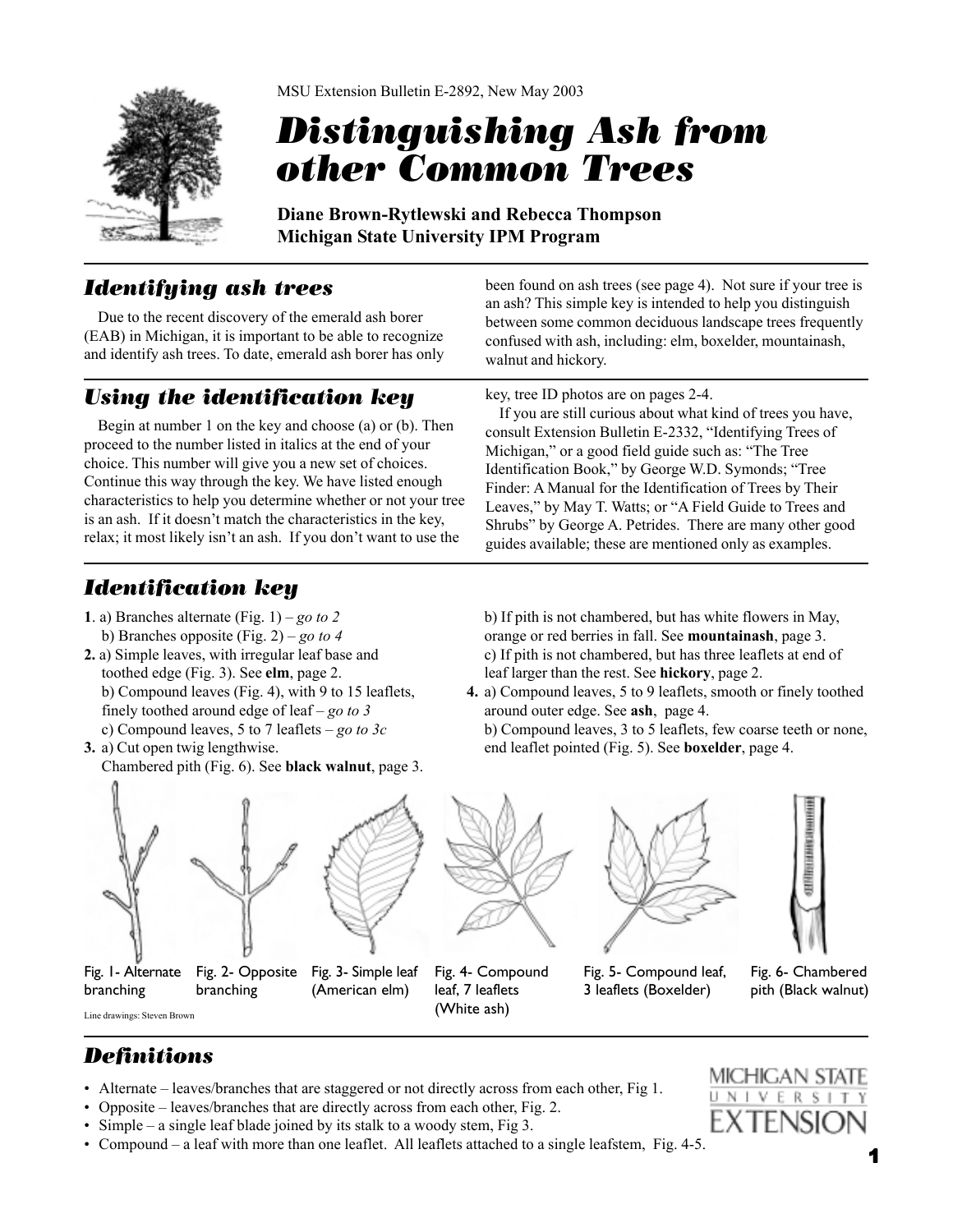MSU Extension Bulletin E-2892, New May 2003

# Distinguishing Ash from other Common Trees

**Diane Brown-Rytlewski and Rebecca Thompson**
**Michigan State University IPM Program**

## Identifying ash trees

Due to the recent discovery of the emerald ash borer (EAB) in Michigan, it is important to be able to recognize and identify ash trees. To date, emerald ash borer has only been found on ash trees (see page 4). Not sure if your tree is an ash? This simple key is intended to help you distinguish between some common deciduous landscape trees frequently confused with ash, including: elm, boxelder, mountainash, walnut and hickory.

## Using the identification key

Begin at number 1 on the key and choose (a) or (b). Then proceed to the number listed in italics at the end of your choice. This number will give you a new set of choices. Continue this way through the key. We have listed enough characteristics to help you determine whether or not your tree is an ash. If it doesn't match the characteristics in the key, relax; it most likely isn't an ash. If you don't want to use the key, tree ID photos are on pages 2-4.

If you are still curious about what kind of trees you have, consult Extension Bulletin E-2332, "Identifying Trees of Michigan," or a good field guide such as: "The Tree Identification Book," by George W.D. Symonds; "Tree Finder: A Manual for the Identification of Trees by Their Leaves," by May T. Watts; or "A Field Guide to Trees and Shrubs" by George A. Petrides. There are many other good guides available; these are mentioned only as examples.

## Identification key

**1**. a) Branches alternate (Fig. 1) – *go to 2*
   b) Branches opposite (Fig. 2) – *go to 4*

**2.** a) Simple leaves, with irregular leaf base and toothed edge (Fig. 3). See **elm**, page 2.
   b) Compound leaves (Fig. 4), with 9 to 15 leaflets, finely toothed around edge of leaf – *go to 3*
   c) Compound leaves, 5 to 7 leaflets – *go to 3c*

**3.** a) Cut open twig lengthwise.
   Chambered pith (Fig. 6). See **black walnut**, page 3.
   b) If pith is not chambered, but has white flowers in May, orange or red berries in fall. See **mountainash**, page 3.
   c) If pith is not chambered, but has three leaflets at end of leaf larger than the rest. See **hickory**, page 2.

**4.** a) Compound leaves, 5 to 9 leaflets, smooth or finely toothed around outer edge. See **ash**, page 4.
   b) Compound leaves, 3 to 5 leaflets, few coarse teeth or none, end leaflet pointed (Fig. 5). See **boxelder**, page 4.

Fig. 1- Alternate branching

Fig. 2- Opposite branching

Fig. 3- Simple leaf (American elm)

Fig. 4- Compound leaf, 7 leaflets (White ash)

Fig. 5- Compound leaf, 3 leaflets (Boxelder)

Fig. 6- Chambered pith (Black walnut)

Line drawings: Steven Brown

## Definitions

- Alternate – leaves/branches that are staggered or not directly across from each other, Fig 1.
- Opposite – leaves/branches that are directly across from each other, Fig. 2.
- Simple – a single leaf blade joined by its stalk to a woody stem, Fig 3.
- Compound – a leaf with more than one leaflet. All leaflets attached to a single leafstem, Fig. 4-5.

MICHIGAN STATE UNIVERSITY EXTENSION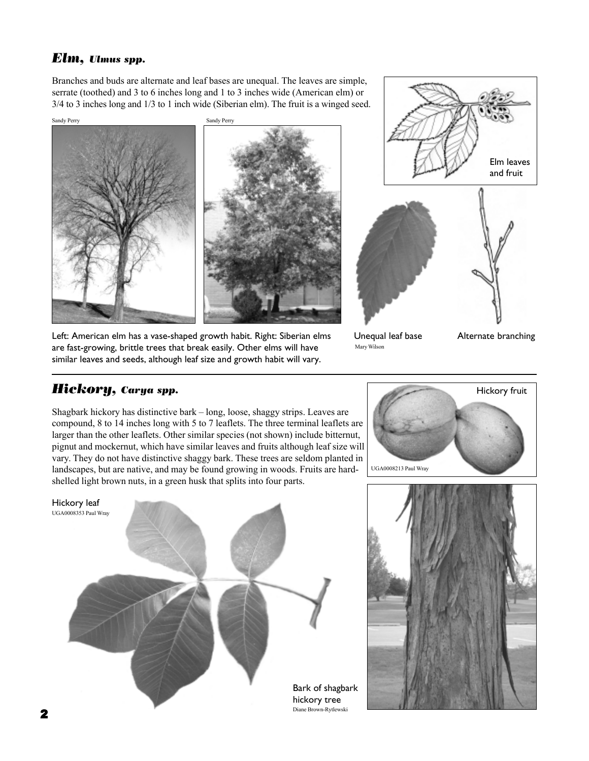## *Elm, Ulmus spp.*

Branches and buds are alternate and leaf bases are unequal. The leaves are simple, serrate (toothed) and 3 to 6 inches long and 1 to 3 inches wide (American elm) or 3/4 to 3 inches long and 1/3 to 1 inch wide (Siberian elm). The fruit is a winged seed.

Sandy Perry

Sandy Perry

Elm leaves and fruit

Left: American elm has a vase-shaped growth habit. Right: Siberian elms are fast-growing, brittle trees that break easily. Other elms will have similar leaves and seeds, although leaf size and growth habit will vary.

Unequal leaf base

Mary Wilson

Alternate branching

## *Hickory, Carya spp.*

Shagbark hickory has distinctive bark – long, loose, shaggy strips. Leaves are compound, 8 to 14 inches long with 5 to 7 leaflets. The three terminal leaflets are larger than the other leaflets. Other similar species (not shown) include bitternut, pignut and mockernut, which have similar leaves and fruits although leaf size will vary. They do not have distinctive shaggy bark. These trees are seldom planted in landscapes, but are native, and may be found growing in woods. Fruits are hard-shelled light brown nuts, in a green husk that splits into four parts.

Hickory fruit

UGA0008213 Paul Wray

Hickory leaf

UGA0008353 Paul Wray

Bark of shagbark hickory tree

Diane Brown-Rytlewski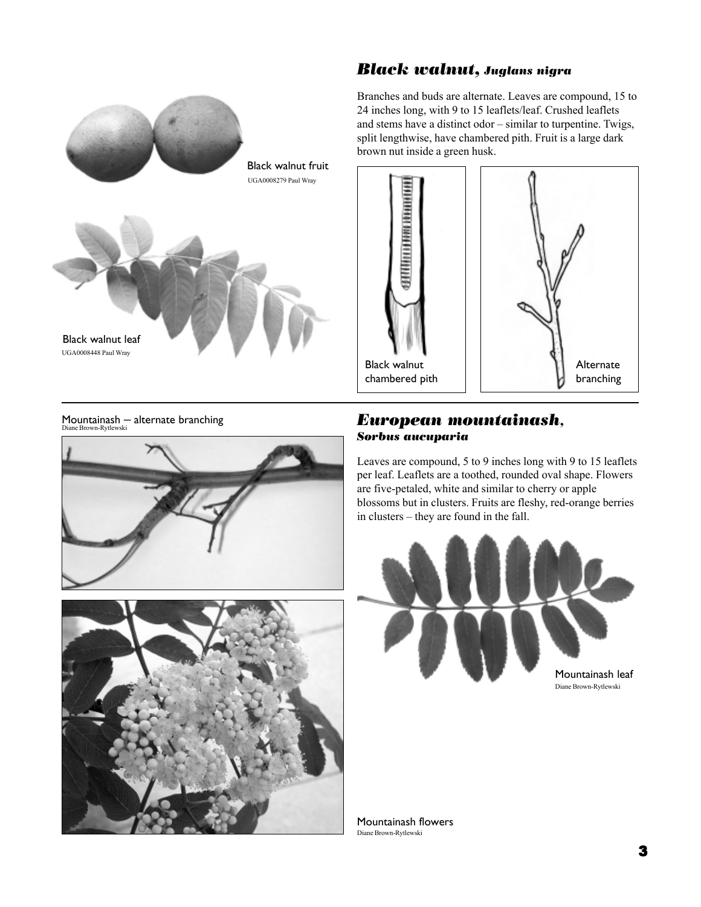## *Black walnut, Juglans nigra*

Branches and buds are alternate. Leaves are compound, 15 to 24 inches long, with 9 to 15 leaflets/leaf. Crushed leaflets and stems have a distinct odor – similar to turpentine. Twigs, split lengthwise, have chambered pith. Fruit is a large dark brown nut inside a green husk.

Black walnut fruit
UGA0008279 Paul Wray

Black walnut leaf
UGA0008448 Paul Wray

Black walnut chambered pith

Alternate branching

## *European mountainash, Sorbus aucuparia*

Leaves are compound, 5 to 9 inches long with 9 to 15 leaflets per leaf. Leaflets are a toothed, rounded oval shape. Flowers are five-petaled, white and similar to cherry or apple blossoms but in clusters. Fruits are fleshy, red-orange berries in clusters – they are found in the fall.

Mountainash — alternate branching
Diane Brown-Rytlewski

Mountainash leaf
Diane Brown-Rytlewski

Mountainash flowers
Diane Brown-Rytlewski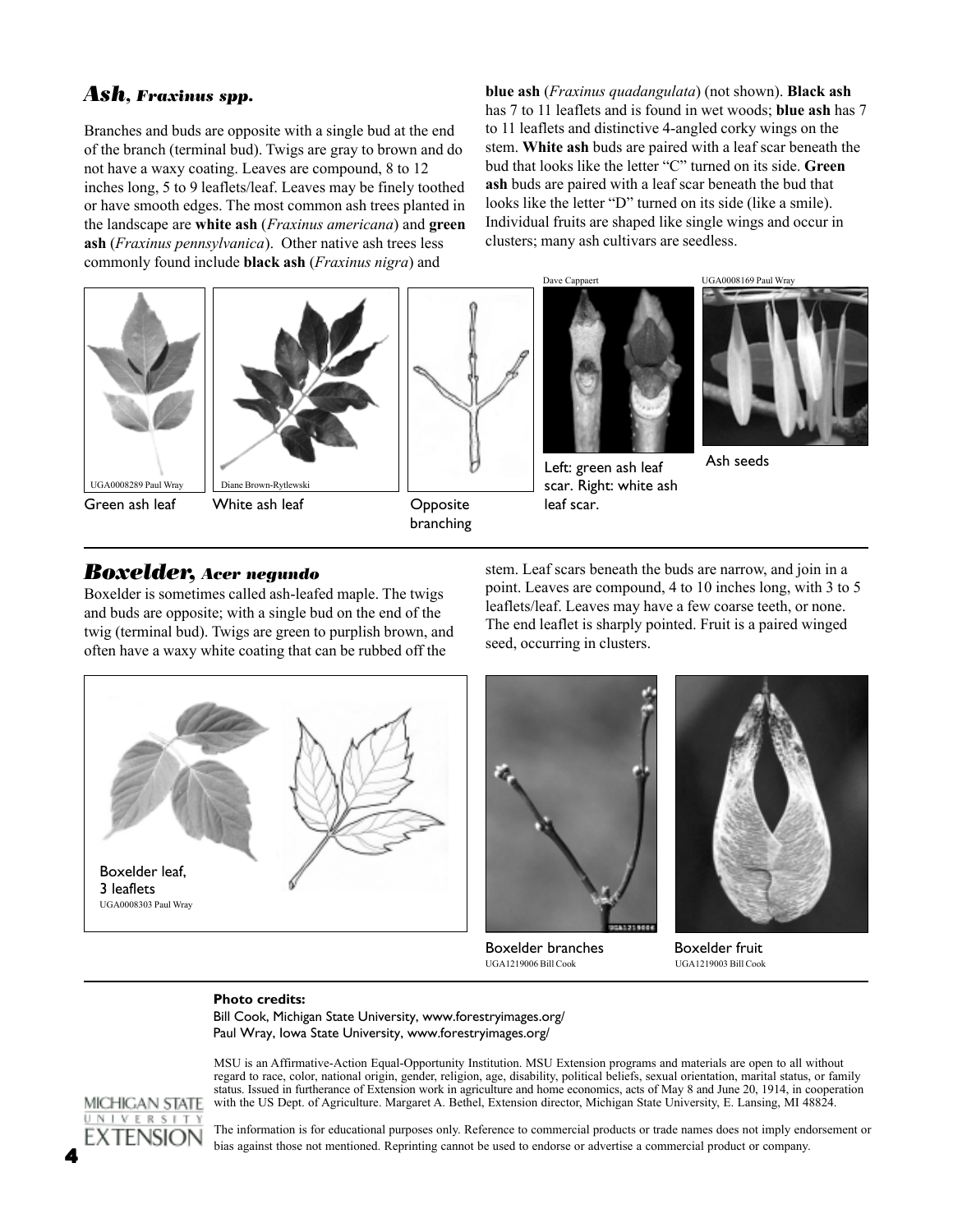## *Ash, Fraxinus spp.*

Branches and buds are opposite with a single bud at the end of the branch (terminal bud). Twigs are gray to brown and do not have a waxy coating. Leaves are compound, 8 to 12 inches long, 5 to 9 leaflets/leaf. Leaves may be finely toothed or have smooth edges. The most common ash trees planted in the landscape are **white ash** (*Fraxinus americana*) and **green ash** (*Fraxinus pennsylvanica*). Other native ash trees less commonly found include **black ash** (*Fraxinus nigra*) and **blue ash** (*Fraxinus quadangulata*) (not shown). **Black ash** has 7 to 11 leaflets and is found in wet woods; **blue ash** has 7 to 11 leaflets and distinctive 4-angled corky wings on the stem. **White ash** buds are paired with a leaf scar beneath the bud that looks like the letter "C" turned on its side. **Green ash** buds are paired with a leaf scar beneath the bud that looks like the letter "D" turned on its side (like a smile). Individual fruits are shaped like single wings and occur in clusters; many ash cultivars are seedless.

UGA0008289 Paul Wray

Green ash leaf

Diane Brown-Rytlewski

White ash leaf

Opposite branching

Dave Cappaert

Left: green ash leaf scar. Right: white ash leaf scar.

UGA0008169 Paul Wray

Ash seeds

## *Boxelder, Acer negundo*

Boxelder is sometimes called ash-leafed maple. The twigs and buds are opposite; with a single bud on the end of the twig (terminal bud). Twigs are green to purplish brown, and often have a waxy white coating that can be rubbed off the stem. Leaf scars beneath the buds are narrow, and join in a point. Leaves are compound, 4 to 10 inches long, with 3 to 5 leaflets/leaf. Leaves may have a few coarse teeth, or none. The end leaflet is sharply pointed. Fruit is a paired winged seed, occurring in clusters.

Boxelder leaf, 3 leaflets
UGA0008303 Paul Wray

Boxelder branches
UGA1219006 Bill Cook

Boxelder fruit
UGA1219003 Bill Cook

**Photo credits:**
Bill Cook, Michigan State University, www.forestryimages.org/
Paul Wray, Iowa State University, www.forestryimages.org/

MSU is an Affirmative-Action Equal-Opportunity Institution. MSU Extension programs and materials are open to all without regard to race, color, national origin, gender, religion, age, disability, political beliefs, sexual orientation, marital status, or family status. Issued in furtherance of Extension work in agriculture and home economics, acts of May 8 and June 20, 1914, in cooperation with the US Dept. of Agriculture. Margaret A. Bethel, Extension director, Michigan State University, E. Lansing, MI 48824.

The information is for educational purposes only. Reference to commercial products or trade names does not imply endorsement or bias against those not mentioned. Reprinting cannot be used to endorse or advertise a commercial product or company.

MICHIGAN STATE UNIVERSITY EXTENSION